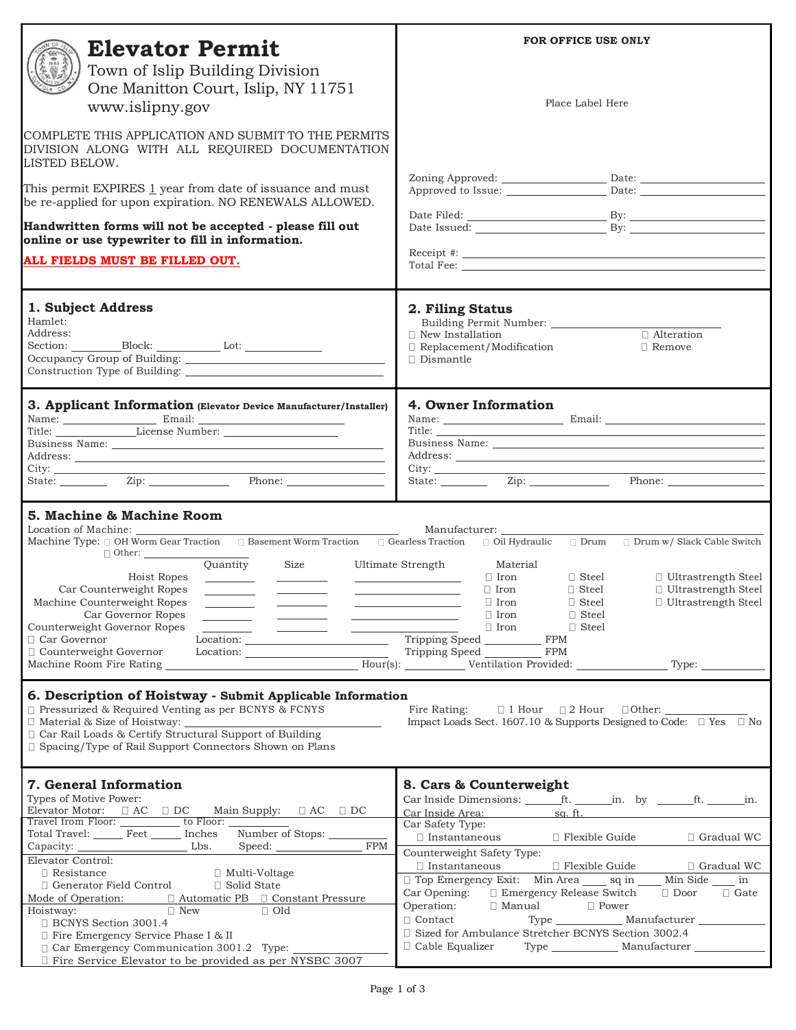# Elevator Permit

Town of Islip Building Division
One Manitton Court, Islip, NY 11751
www.islipny.gov

COMPLETE THIS APPLICATION AND SUBMIT TO THE PERMITS DIVISION ALONG WITH ALL REQUIRED DOCUMENTATION LISTED BELOW.

This permit EXPIRES 1 year from date of issuance and must be re-applied for upon expiration. NO RENEWALS ALLOWED.

**Handwritten forms will not be accepted - please fill out online or use typewriter to fill in information.**

**ALL FIELDS MUST BE FILLED OUT.**

**FOR OFFICE USE ONLY**

Place Label Here

Zoning Approved: ________________ Date: ________________
Approved to Issue: ________________ Date: ________________

Date Filed: ________________ By: ________________
Date Issued: ________________ By: ________________

Receipt #: ________________
Total Fee: ________________

## 1. Subject Address

Hamlet:
Address:
Section: ________ Block: ________ Lot: ________
Occupancy Group of Building: ________________
Construction Type of Building: ________________

## 2. Filing Status

Building Permit Number: ________________
☐ New Installation ☐ Alteration
☐ Replacement/Modification ☐ Remove
☐ Dismantle

## 3. Applicant Information (Elevator Device Manufacturer/Installer)

Name: ________ Email: ________
Title: ________ License Number: ________
Business Name: ________________
Address: ________________
City: ________________
State: ________ Zip: ________ Phone: ________

## 4. Owner Information

Name: ________ Email: ________
Title: ________________
Business Name: ________________
Address: ________________
City: ________________
State: ________ Zip: ________ Phone: ________

## 5. Machine & Machine Room

Location of Machine: ________________ Manufacturer: ________________

Machine Type: ☐ OH Worm Gear Traction ☐ Basement Worm Traction ☐ Gearless Traction ☐ Oil Hydraulic ☐ Drum ☐ Drum w/ Slack Cable Switch
☐ Other: ________

| | Quantity | Size | Ultimate Strength | Material | | |
|---|---|---|---|---|---|---|
| Hoist Ropes | ____ | ____ | ________ | ☐ Iron | ☐ Steel | ☐ Ultrastrength Steel |
| Car Counterweight Ropes | ____ | ____ | ________ | ☐ Iron | ☐ Steel | ☐ Ultrastrength Steel |
| Machine Counterweight Ropes | ____ | ____ | ________ | ☐ Iron | ☐ Steel | ☐ Ultrastrength Steel |
| Car Governor Ropes | ____ | ____ | ________ | ☐ Iron | ☐ Steel | |
| Counterweight Governor Ropes | ____ | ____ | ________ | ☐ Iron | ☐ Steel | |

☐ Car Governor Location: ________________ Tripping Speed ________ FPM
☐ Counterweight Governor Location: ________________ Tripping Speed ________ FPM
Machine Room Fire Rating ________________ Hour(s): ________ Ventilation Provided: ________ Type: ________

## 6. Description of Hoistway - Submit Applicable Information

☐ Pressurized & Required Venting as per BCNYS & FCNYS
☐ Material & Size of Hoistway: ________________
☐ Car Rail Loads & Certify Structural Support of Building
☐ Spacing/Type of Rail Support Connectors Shown on Plans

Fire Rating: ☐ 1 Hour ☐ 2 Hour ☐ Other: ________
Impact Loads Sect. 1607.10 & Supports Designed to Code: ☐ Yes ☐ No

## 7. General Information

Types of Motive Power:
Elevator Motor: ☐ AC ☐ DC Main Supply: ☐ AC ☐ DC
Travel from Floor: ________ to Floor: ________
Total Travel: _____ Feet _____ Inches Number of Stops: ________
Capacity: ________ Lbs. Speed: ________ FPM

Elevator Control:
☐ Resistance ☐ Multi-Voltage
☐ Generator Field Control ☐ Solid State
Mode of Operation: ☐ Automatic PB ☐ Constant Pressure
Hoistway: ☐ New ☐ Old
☐ BCNYS Section 3001.4
☐ Fire Emergency Service Phase I & II
☐ Car Emergency Communication 3001.2 Type: ________
☐ Fire Service Elevator to be provided as per NYSBC 3007

## 8. Cars & Counterweight

Car Inside Dimensions: ______ft. ______in. by ______ft. ______in.
Car Inside Area: ________ sq. ft.

Car Safety Type:
☐ Instantaneous ☐ Flexible Guide ☐ Gradual WC

Counterweight Safety Type:
☐ Instantaneous ☐ Flexible Guide ☐ Gradual WC

☐ Top Emergency Exit: Min Area ____ sq in Min Side ____ in
Car Opening: ☐ Emergency Release Switch ☐ Door ☐ Gate
Operation: ☐ Manual ☐ Power
☐ Contact Type ________ Manufacturer ________
☐ Sized for Ambulance Stretcher BCNYS Section 3002.4
☐ Cable Equalizer Type ________ Manufacturer ________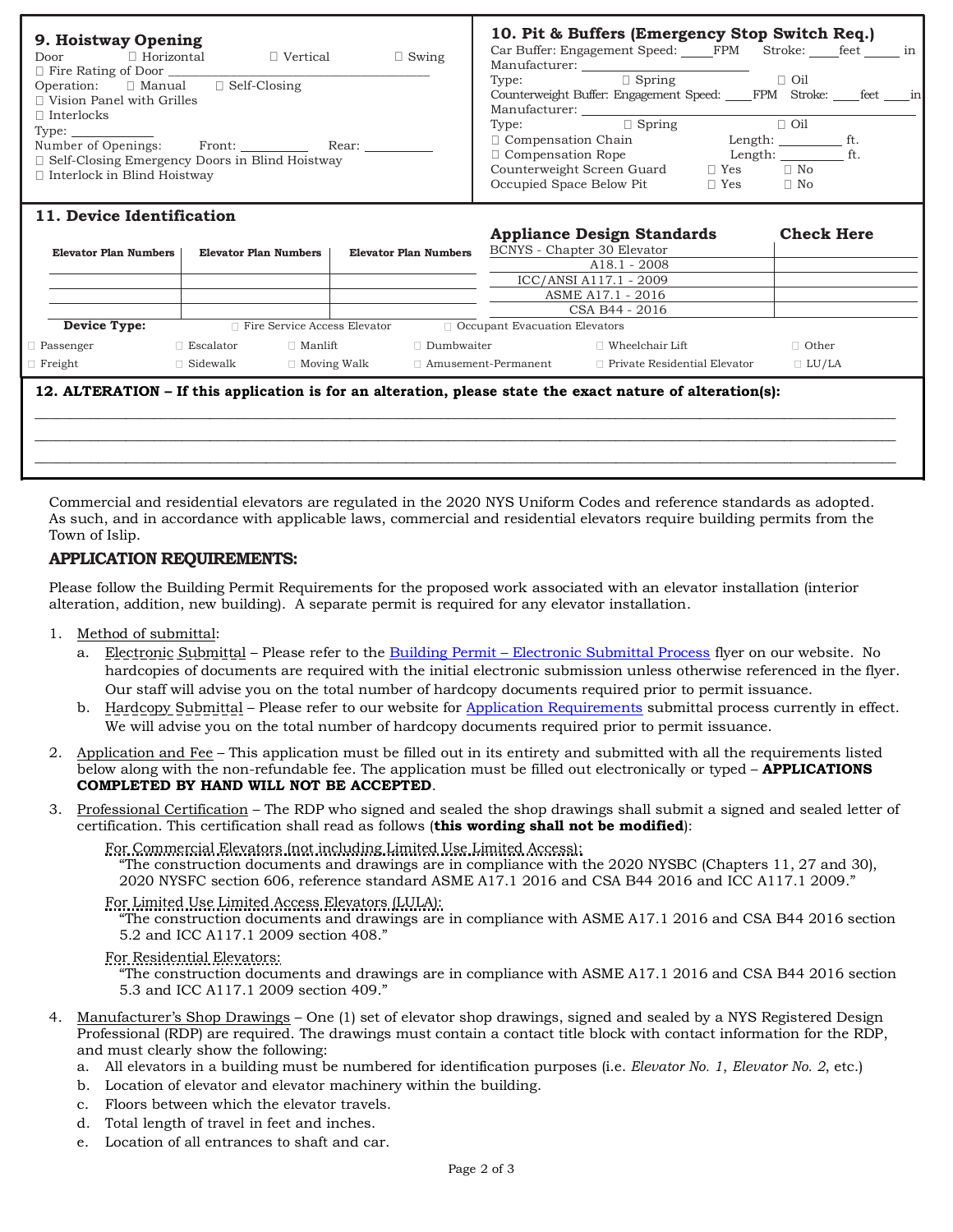## 9. Hoistway Opening

Door ☐ Horizontal ☐ Vertical ☐ Swing

☐ Fire Rating of Door ______________________

Operation: ☐ Manual ☐ Self-Closing

☐ Vision Panel with Grilles

☐ Interlocks

Type: ____________

Number of Openings: Front: __________ Rear: __________

☐ Self-Closing Emergency Doors in Blind Hoistway

☐ Interlock in Blind Hoistway

## 10. Pit & Buffers (Emergency Stop Switch Req.)

Car Buffer: Engagement Speed: _____FPM Stroke: ____feet _____ in

Manufacturer: ______________

Type: ☐ Spring ☐ Oil

Counterweight Buffer: Engagement Speed: ____FPM Stroke: ____feet ____in

Manufacturer: ______________

Type: ☐ Spring ☐ Oil

☐ Compensation Chain Length: _________ ft.

☐ Compensation Rope Length: _________ ft.

Counterweight Screen Guard ☐ Yes ☐ No

Occupied Space Below Pit ☐ Yes ☐ No

## 11. Device Identification

| Elevator Plan Numbers | Elevator Plan Numbers | Elevator Plan Numbers |
|---|---|---|
| | | |
| | | |
| | | |

| Appliance Design Standards | Check Here |
|---|---|
| BCNYS - Chapter 30 Elevator | |
| A18.1 - 2008 | |
| ICC/ANSI A117.1 - 2009 | |
| ASME A17.1 - 2016 | |
| CSA B44 - 2016 | |

**Device Type:** ☐ Fire Service Access Elevator ☐ Occupant Evacuation Elevators

☐ Passenger ☐ Escalator ☐ Manlift ☐ Dumbwaiter ☐ Wheelchair Lift ☐ Other

☐ Freight ☐ Sidewalk ☐ Moving Walk ☐ Amusement-Permanent ☐ Private Residential Elevator ☐ LU/LA

## 12. ALTERATION – If this application is for an alteration, please state the exact nature of alteration(s):

______________________________________________________________________________

______________________________________________________________________________

______________________________________________________________________________

Commercial and residential elevators are regulated in the 2020 NYS Uniform Codes and reference standards as adopted. As such, and in accordance with applicable laws, commercial and residential elevators require building permits from the Town of Islip.

## APPLICATION REQUIREMENTS:

Please follow the Building Permit Requirements for the proposed work associated with an elevator installation (interior alteration, addition, new building). A separate permit is required for any elevator installation.

1. Method of submittal:
   a. Electronic Submittal – Please refer to the Building Permit – Electronic Submittal Process flyer on our website. No hardcopies of documents are required with the initial electronic submission unless otherwise referenced in the flyer. Our staff will advise you on the total number of hardcopy documents required prior to permit issuance.
   b. Hardcopy Submittal – Please refer to our website for Application Requirements submittal process currently in effect. We will advise you on the total number of hardcopy documents required prior to permit issuance.

2. Application and Fee – This application must be filled out in its entirety and submitted with all the requirements listed below along with the non-refundable fee. The application must be filled out electronically or typed – **APPLICATIONS COMPLETED BY HAND WILL NOT BE ACCEPTED**.

3. Professional Certification – The RDP who signed and sealed the shop drawings shall submit a signed and sealed letter of certification. This certification shall read as follows (**this wording shall not be modified**):

   For Commercial Elevators (not including Limited Use Limited Access):
   "The construction documents and drawings are in compliance with the 2020 NYSBC (Chapters 11, 27 and 30), 2020 NYSFC section 606, reference standard ASME A17.1 2016 and CSA B44 2016 and ICC A117.1 2009."

   For Limited Use Limited Access Elevators (LULA):
   "The construction documents and drawings are in compliance with ASME A17.1 2016 and CSA B44 2016 section 5.2 and ICC A117.1 2009 section 408."

   For Residential Elevators:
   "The construction documents and drawings are in compliance with ASME A17.1 2016 and CSA B44 2016 section 5.3 and ICC A117.1 2009 section 409."

4. Manufacturer's Shop Drawings – One (1) set of elevator shop drawings, signed and sealed by a NYS Registered Design Professional (RDP) are required. The drawings must contain a contact title block with contact information for the RDP, and must clearly show the following:
   a. All elevators in a building must be numbered for identification purposes (i.e. *Elevator No. 1*, *Elevator No. 2*, etc.)
   b. Location of elevator and elevator machinery within the building.
   c. Floors between which the elevator travels.
   d. Total length of travel in feet and inches.
   e. Location of all entrances to shaft and car.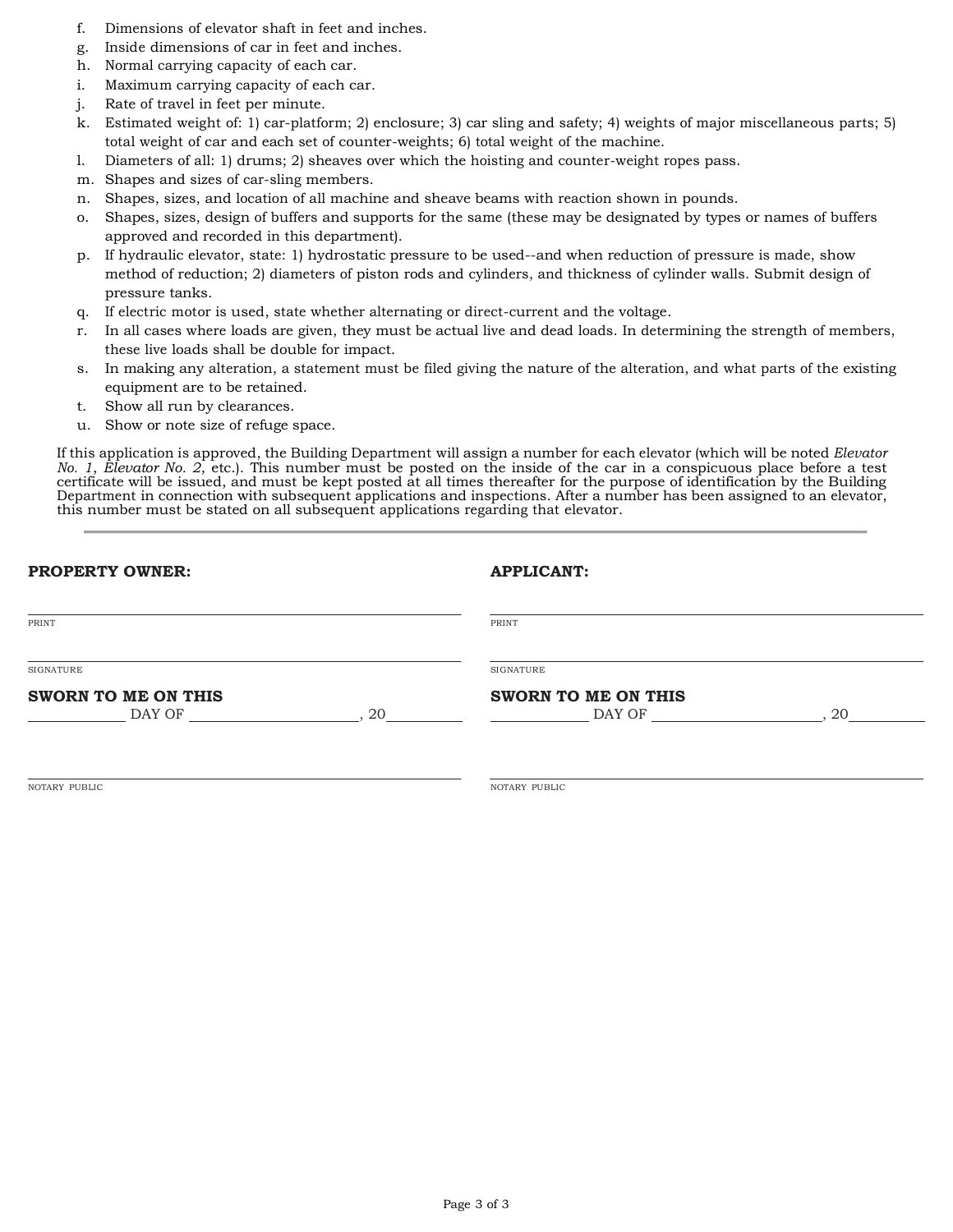f. Dimensions of elevator shaft in feet and inches.
g. Inside dimensions of car in feet and inches.
h. Normal carrying capacity of each car.
i. Maximum carrying capacity of each car.
j. Rate of travel in feet per minute.
k. Estimated weight of: 1) car-platform; 2) enclosure; 3) car sling and safety; 4) weights of major miscellaneous parts; 5) total weight of car and each set of counter-weights; 6) total weight of the machine.
l. Diameters of all: 1) drums; 2) sheaves over which the hoisting and counter-weight ropes pass.
m. Shapes and sizes of car-sling members.
n. Shapes, sizes, and location of all machine and sheave beams with reaction shown in pounds.
o. Shapes, sizes, design of buffers and supports for the same (these may be designated by types or names of buffers approved and recorded in this department).
p. If hydraulic elevator, state: 1) hydrostatic pressure to be used--and when reduction of pressure is made, show method of reduction; 2) diameters of piston rods and cylinders, and thickness of cylinder walls. Submit design of pressure tanks.
q. If electric motor is used, state whether alternating or direct-current and the voltage.
r. In all cases where loads are given, they must be actual live and dead loads. In determining the strength of members, these live loads shall be double for impact.
s. In making any alteration, a statement must be filed giving the nature of the alteration, and what parts of the existing equipment are to be retained.
t. Show all run by clearances.
u. Show or note size of refuge space.

If this application is approved, the Building Department will assign a number for each elevator (which will be noted *Elevator No. 1*, *Elevator No. 2*, etc.). This number must be posted on the inside of the car in a conspicuous place before a test certificate will be issued, and must be kept posted at all times thereafter for the purpose of identification by the Building Department in connection with subsequent applications and inspections. After a number has been assigned to an elevator, this number must be stated on all subsequent applications regarding that elevator.

---

**PROPERTY OWNER:**

_______________________________
PRINT

_______________________________
SIGNATURE

**SWORN TO ME ON THIS**
__________ DAY OF ____________________, 20________

_______________________________
NOTARY PUBLIC

**APPLICANT:**

_______________________________
PRINT

_______________________________
SIGNATURE

**SWORN TO ME ON THIS**
__________ DAY OF ____________________, 20________

_______________________________
NOTARY PUBLIC